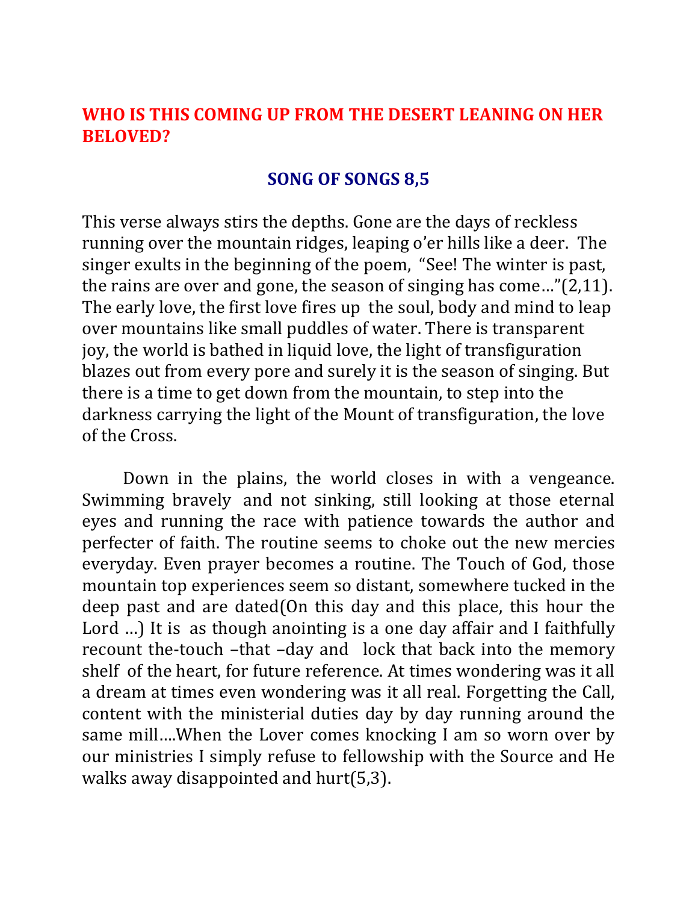# WHO IS THIS COMING UP FROM THE DESERT LEANING ON HER BELOVED?

## SONG OF SONGS 8,5

This verse always stirs the depths. Gone are the days of reckless running over the mountain ridges, leaping o'er hills like a deer. The singer exults in the beginning of the poem, "See! The winter is past, the rains are over and gone, the season of singing has come…"(2,11). The early love, the first love fires up the soul, body and mind to leap over mountains like small puddles of water. There is transparent joy, the world is bathed in liquid love, the light of transfiguration blazes out from every pore and surely it is the season of singing. But there is a time to get down from the mountain, to step into the darkness carrying the light of the Mount of transfiguration, the love of the Cross.

Down in the plains, the world closes in with a vengeance. Swimming bravely and not sinking, still looking at those eternal eyes and running the race with patience towards the author and perfecter of faith. The routine seems to choke out the new mercies everyday. Even prayer becomes a routine. The Touch of God, those mountain top experiences seem so distant, somewhere tucked in the deep past and are dated(On this day and this place, this hour the Lord …) It is as though anointing is a one day affair and I faithfully recount the-touch –that –day and lock that back into the memory shelf of the heart, for future reference. At times wondering was it all a dream at times even wondering was it all real. Forgetting the Call, content with the ministerial duties day by day running around the same mill….When the Lover comes knocking I am so worn over by our ministries I simply refuse to fellowship with the Source and He walks away disappointed and hurt(5,3).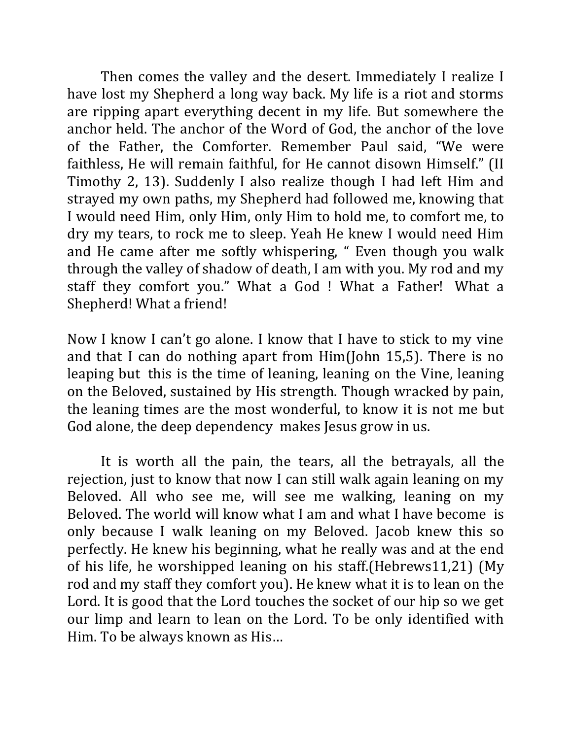Then comes the valley and the desert. Immediately I realize I have lost my Shepherd a long way back. My life is a riot and storms are ripping apart everything decent in my life. But somewhere the anchor held. The anchor of the Word of God, the anchor of the love of the Father, the Comforter. Remember Paul said, "We were faithless, He will remain faithful, for He cannot disown Himself." (II Timothy 2, 13). Suddenly I also realize though I had left Him and strayed my own paths, my Shepherd had followed me, knowing that I would need Him, only Him, only Him to hold me, to comfort me, to dry my tears, to rock me to sleep. Yeah He knew I would need Him and He came after me softly whispering, " Even though you walk through the valley of shadow of death, I am with you. My rod and my staff they comfort you." What a God ! What a Father! What a Shepherd! What a friend!

Now I know I can't go alone. I know that I have to stick to my vine and that I can do nothing apart from Him(John 15,5). There is no leaping but this is the time of leaning, leaning on the Vine, leaning on the Beloved, sustained by His strength. Though wracked by pain, the leaning times are the most wonderful, to know it is not me but God alone, the deep dependency makes Jesus grow in us.

It is worth all the pain, the tears, all the betrayals, all the rejection, just to know that now I can still walk again leaning on my Beloved. All who see me, will see me walking, leaning on my Beloved. The world will know what I am and what I have become is only because I walk leaning on my Beloved. Jacob knew this so perfectly. He knew his beginning, what he really was and at the end of his life, he worshipped leaning on his staff.(Hebrews11,21) (My rod and my staff they comfort you). He knew what it is to lean on the Lord. It is good that the Lord touches the socket of our hip so we get our limp and learn to lean on the Lord. To be only identified with Him. To be always known as His…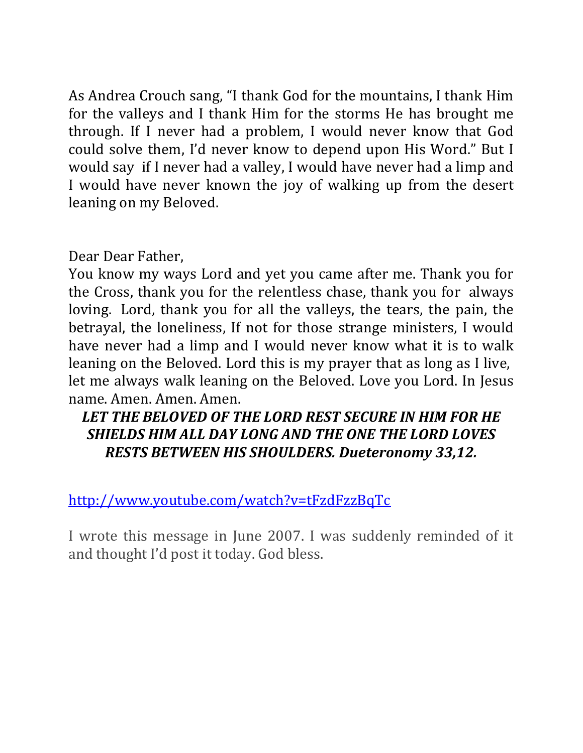As Andrea Crouch sang, "I thank God for the mountains, I thank Him for the valleys and I thank Him for the storms He has brought me through. If I never had a problem, I would never know that God could solve them, I'd never know to depend upon His Word." But I would say if I never had a valley, I would have never had a limp and I would have never known the joy of walking up from the desert leaning on my Beloved.

Dear Dear Father,
You know my ways Lord and yet you came after me. Thank you for the Cross, thank you for the relentless chase, thank you for always loving. Lord, thank you for all the valleys, the tears, the pain, the betrayal, the loneliness, If not for those strange ministers, I would have never had a limp and I would never know what it is to walk leaning on the Beloved. Lord this is my prayer that as long as I live, let me always walk leaning on the Beloved. Love you Lord. In Jesus name. Amen. Amen. Amen.

***LET THE BELOVED OF THE LORD REST SECURE IN HIM FOR HE SHIELDS HIM ALL DAY LONG AND THE ONE THE LORD LOVES RESTS BETWEEN HIS SHOULDERS. Dueteronomy 33,12.***

http://www.youtube.com/watch?v=tFzdFzzBqTc

I wrote this message in June 2007. I was suddenly reminded of it and thought I'd post it today. God bless.